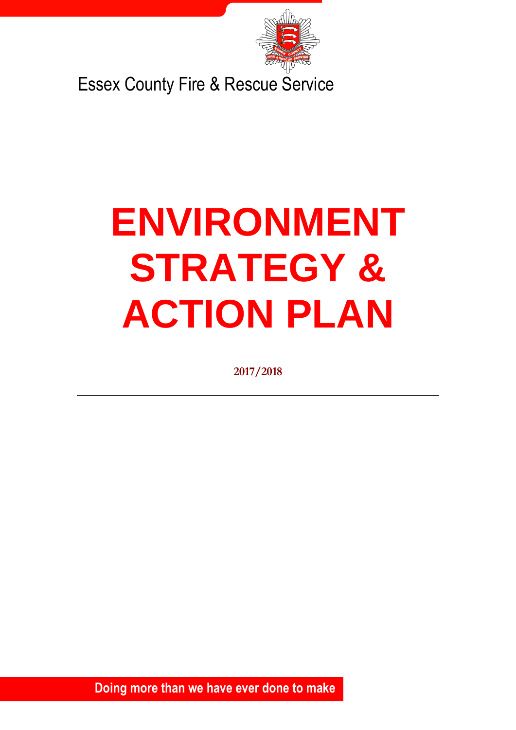Essex County Fire & Rescue Service

# ENVIRONMENT STRATEGY & ACTION PLAN

**2017/2018**

---

**Doing more than we have ever done to make**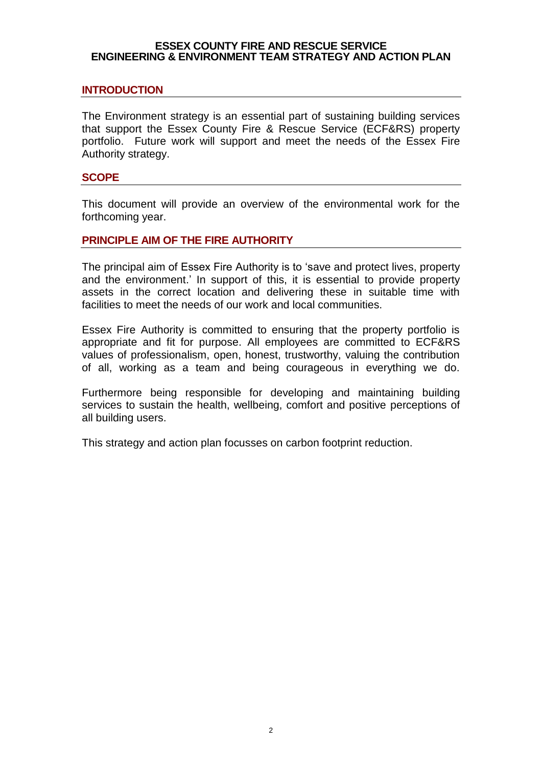# ESSEX COUNTY FIRE AND RESCUE SERVICE
# ENGINEERING & ENVIRONMENT TEAM STRATEGY AND ACTION PLAN

## INTRODUCTION

The Environment strategy is an essential part of sustaining building services that support the Essex County Fire & Rescue Service (ECF&RS) property portfolio. Future work will support and meet the needs of the Essex Fire Authority strategy.

## SCOPE

This document will provide an overview of the environmental work for the forthcoming year.

## PRINCIPLE AIM OF THE FIRE AUTHORITY

The principal aim of Essex Fire Authority is to 'save and protect lives, property and the environment.' In support of this, it is essential to provide property assets in the correct location and delivering these in suitable time with facilities to meet the needs of our work and local communities.

Essex Fire Authority is committed to ensuring that the property portfolio is appropriate and fit for purpose. All employees are committed to ECF&RS values of professionalism, open, honest, trustworthy, valuing the contribution of all, working as a team and being courageous in everything we do.

Furthermore being responsible for developing and maintaining building services to sustain the health, wellbeing, comfort and positive perceptions of all building users.

This strategy and action plan focusses on carbon footprint reduction.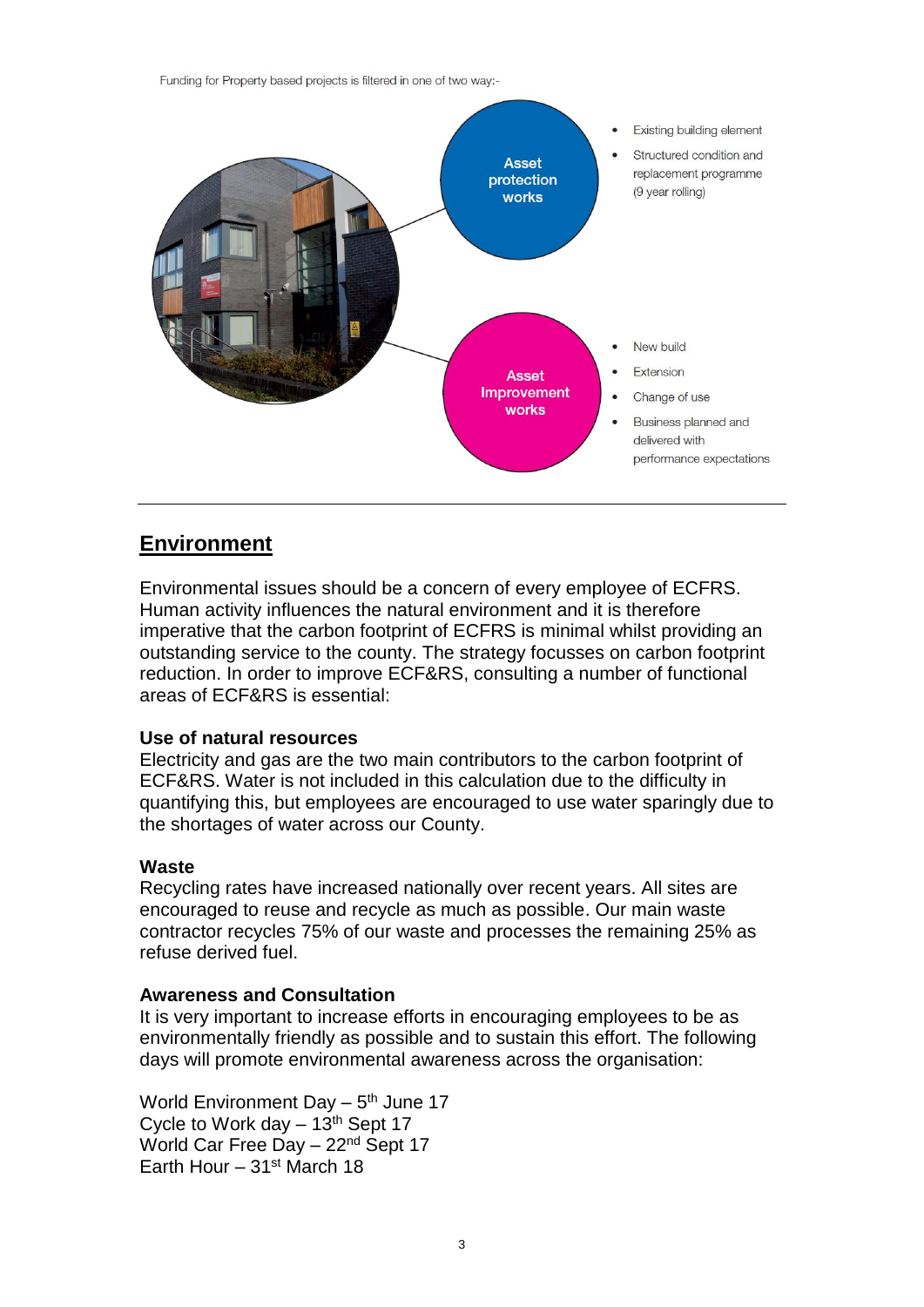Funding for Property based projects is filtered in one of two way:-

**Asset protection works**

- Existing building element
- Structured condition and replacement programme (9 year rolling)

**Asset Improvement works**

- New build
- Extension
- Change of use
- Business planned and delivered with performance expectations

---

## Environment

Environmental issues should be a concern of every employee of ECFRS. Human activity influences the natural environment and it is therefore imperative that the carbon footprint of ECFRS is minimal whilst providing an outstanding service to the county. The strategy focusses on carbon footprint reduction. In order to improve ECF&RS, consulting a number of functional areas of ECF&RS is essential:

**Use of natural resources**
Electricity and gas are the two main contributors to the carbon footprint of ECF&RS. Water is not included in this calculation due to the difficulty in quantifying this, but employees are encouraged to use water sparingly due to the shortages of water across our County.

**Waste**
Recycling rates have increased nationally over recent years. All sites are encouraged to reuse and recycle as much as possible. Our main waste contractor recycles 75% of our waste and processes the remaining 25% as refuse derived fuel.

**Awareness and Consultation**
It is very important to increase efforts in encouraging employees to be as environmentally friendly as possible and to sustain this effort. The following days will promote environmental awareness across the organisation:

World Environment Day – 5th June 17
Cycle to Work day – 13th Sept 17
World Car Free Day – 22nd Sept 17
Earth Hour – 31st March 18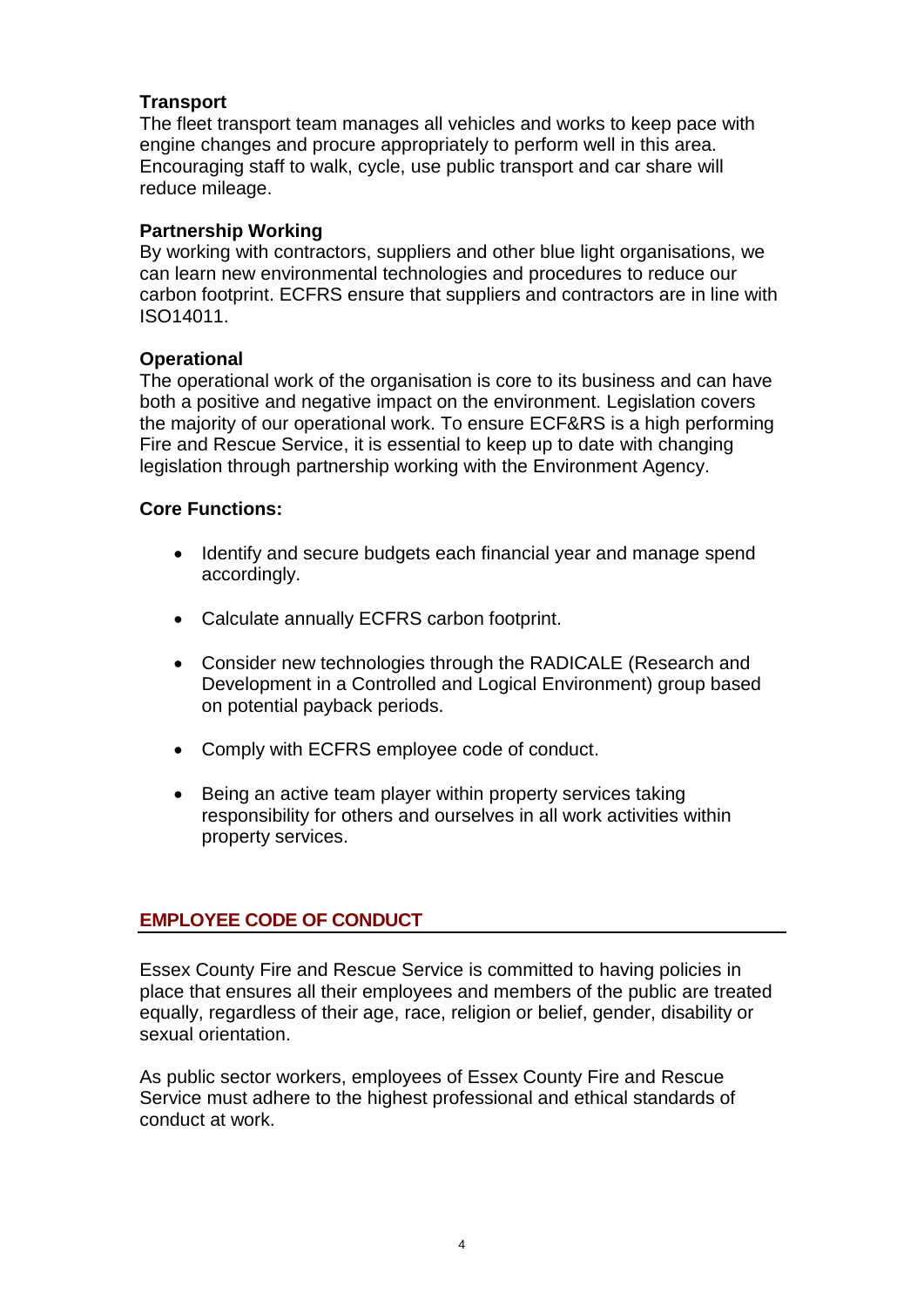**Transport**
The fleet transport team manages all vehicles and works to keep pace with engine changes and procure appropriately to perform well in this area. Encouraging staff to walk, cycle, use public transport and car share will reduce mileage.

**Partnership Working**
By working with contractors, suppliers and other blue light organisations, we can learn new environmental technologies and procedures to reduce our carbon footprint. ECFRS ensure that suppliers and contractors are in line with ISO14011.

**Operational**
The operational work of the organisation is core to its business and can have both a positive and negative impact on the environment. Legislation covers the majority of our operational work. To ensure ECF&RS is a high performing Fire and Rescue Service, it is essential to keep up to date with changing legislation through partnership working with the Environment Agency.

**Core Functions:**

- Identify and secure budgets each financial year and manage spend accordingly.
- Calculate annually ECFRS carbon footprint.
- Consider new technologies through the RADICALE (Research and Development in a Controlled and Logical Environment) group based on potential payback periods.
- Comply with ECFRS employee code of conduct.
- Being an active team player within property services taking responsibility for others and ourselves in all work activities within property services.

## EMPLOYEE CODE OF CONDUCT

Essex County Fire and Rescue Service is committed to having policies in place that ensures all their employees and members of the public are treated equally, regardless of their age, race, religion or belief, gender, disability or sexual orientation.

As public sector workers, employees of Essex County Fire and Rescue Service must adhere to the highest professional and ethical standards of conduct at work.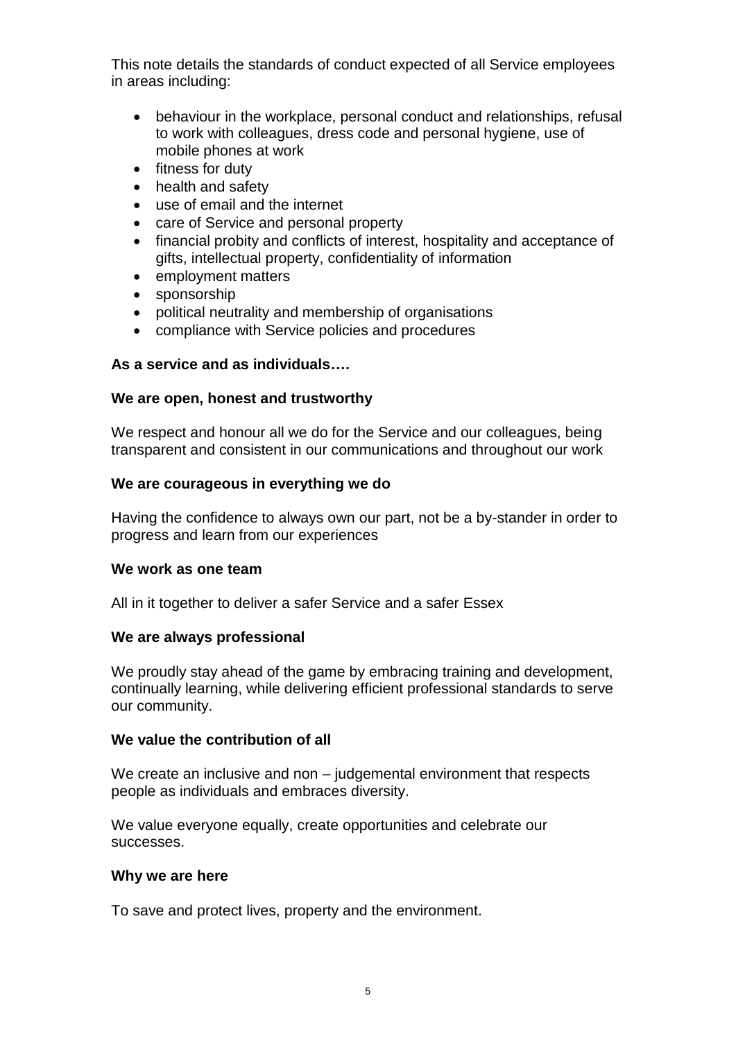This note details the standards of conduct expected of all Service employees in areas including:

- behaviour in the workplace, personal conduct and relationships, refusal to work with colleagues, dress code and personal hygiene, use of mobile phones at work
- fitness for duty
- health and safety
- use of email and the internet
- care of Service and personal property
- financial probity and conflicts of interest, hospitality and acceptance of gifts, intellectual property, confidentiality of information
- employment matters
- sponsorship
- political neutrality and membership of organisations
- compliance with Service policies and procedures

**As a service and as individuals….**

**We are open, honest and trustworthy**

We respect and honour all we do for the Service and our colleagues, being transparent and consistent in our communications and throughout our work

**We are courageous in everything we do**

Having the confidence to always own our part, not be a by-stander in order to progress and learn from our experiences

**We work as one team**

All in it together to deliver a safer Service and a safer Essex

**We are always professional**

We proudly stay ahead of the game by embracing training and development, continually learning, while delivering efficient professional standards to serve our community.

**We value the contribution of all**

We create an inclusive and non – judgemental environment that respects people as individuals and embraces diversity.

We value everyone equally, create opportunities and celebrate our successes.

**Why we are here**

To save and protect lives, property and the environment.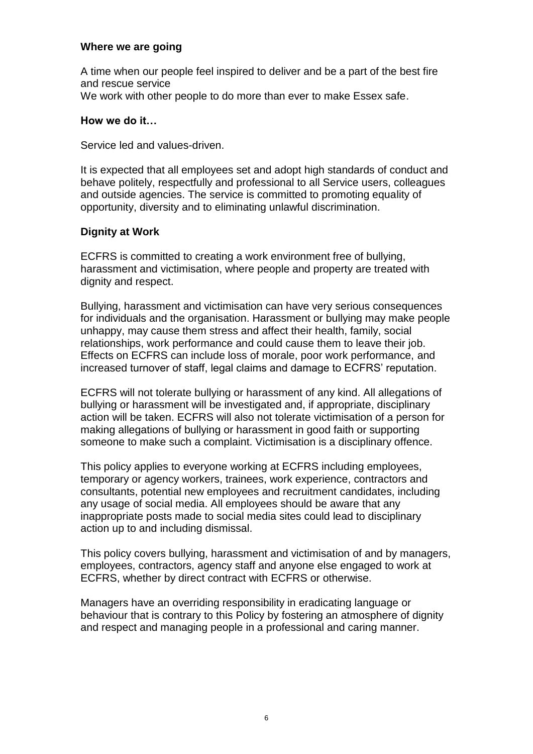**Where we are going**

A time when our people feel inspired to deliver and be a part of the best fire and rescue service
We work with other people to do more than ever to make Essex safe.

**How we do it…**

Service led and values-driven.

It is expected that all employees set and adopt high standards of conduct and behave politely, respectfully and professional to all Service users, colleagues and outside agencies. The service is committed to promoting equality of opportunity, diversity and to eliminating unlawful discrimination.

**Dignity at Work**

ECFRS is committed to creating a work environment free of bullying, harassment and victimisation, where people and property are treated with dignity and respect.

Bullying, harassment and victimisation can have very serious consequences for individuals and the organisation. Harassment or bullying may make people unhappy, may cause them stress and affect their health, family, social relationships, work performance and could cause them to leave their job. Effects on ECFRS can include loss of morale, poor work performance, and increased turnover of staff, legal claims and damage to ECFRS' reputation.

ECFRS will not tolerate bullying or harassment of any kind. All allegations of bullying or harassment will be investigated and, if appropriate, disciplinary action will be taken. ECFRS will also not tolerate victimisation of a person for making allegations of bullying or harassment in good faith or supporting someone to make such a complaint. Victimisation is a disciplinary offence.

This policy applies to everyone working at ECFRS including employees, temporary or agency workers, trainees, work experience, contractors and consultants, potential new employees and recruitment candidates, including any usage of social media. All employees should be aware that any inappropriate posts made to social media sites could lead to disciplinary action up to and including dismissal.

This policy covers bullying, harassment and victimisation of and by managers, employees, contractors, agency staff and anyone else engaged to work at ECFRS, whether by direct contract with ECFRS or otherwise.

Managers have an overriding responsibility in eradicating language or behaviour that is contrary to this Policy by fostering an atmosphere of dignity and respect and managing people in a professional and caring manner.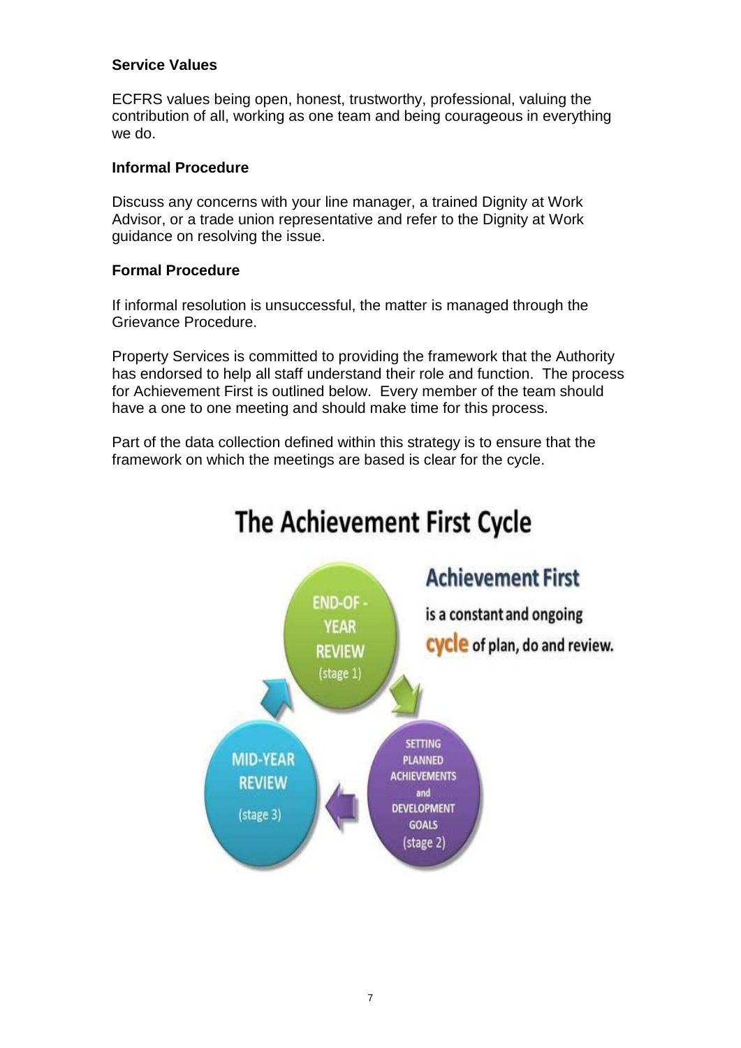### Service Values

ECFRS values being open, honest, trustworthy, professional, valuing the contribution of all, working as one team and being courageous in everything we do.

### Informal Procedure

Discuss any concerns with your line manager, a trained Dignity at Work Advisor, or a trade union representative and refer to the Dignity at Work guidance on resolving the issue.

### Formal Procedure

If informal resolution is unsuccessful, the matter is managed through the Grievance Procedure.

Property Services is committed to providing the framework that the Authority has endorsed to help all staff understand their role and function. The process for Achievement First is outlined below. Every member of the team should have a one to one meeting and should make time for this process.

Part of the data collection defined within this strategy is to ensure that the framework on which the meetings are based is clear for the cycle.

## The Achievement First Cycle

**Achievement First** is a constant and ongoing **cycle** of plan, do and review.

- END-OF-YEAR REVIEW (stage 1)
- SETTING PLANNED ACHIEVEMENTS and DEVELOPMENT GOALS (stage 2)
- MID-YEAR REVIEW (stage 3)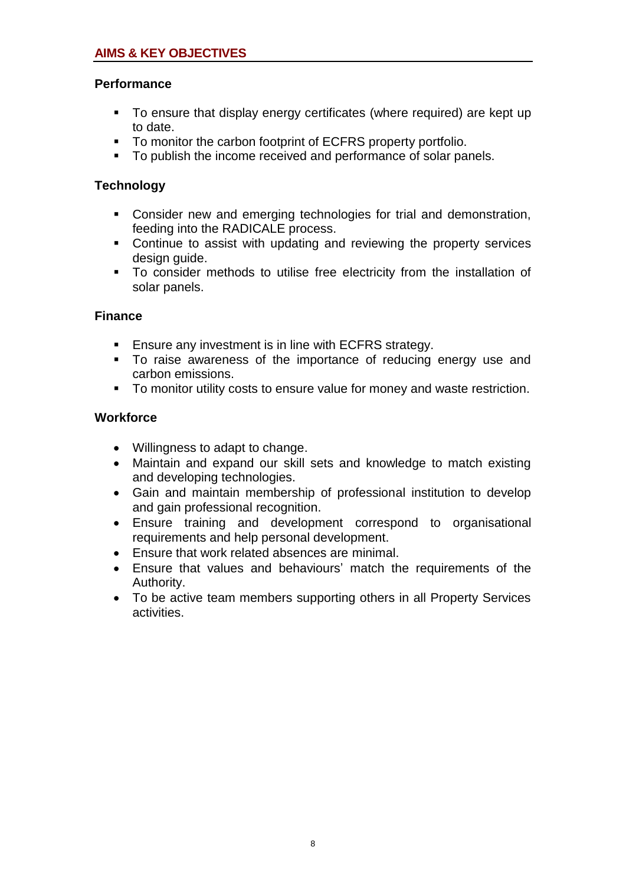## AIMS & KEY OBJECTIVES

### Performance

- To ensure that display energy certificates (where required) are kept up to date.
- To monitor the carbon footprint of ECFRS property portfolio.
- To publish the income received and performance of solar panels.

### Technology

- Consider new and emerging technologies for trial and demonstration, feeding into the RADICALE process.
- Continue to assist with updating and reviewing the property services design guide.
- To consider methods to utilise free electricity from the installation of solar panels.

### Finance

- Ensure any investment is in line with ECFRS strategy.
- To raise awareness of the importance of reducing energy use and carbon emissions.
- To monitor utility costs to ensure value for money and waste restriction.

### Workforce

- Willingness to adapt to change.
- Maintain and expand our skill sets and knowledge to match existing and developing technologies.
- Gain and maintain membership of professional institution to develop and gain professional recognition.
- Ensure training and development correspond to organisational requirements and help personal development.
- Ensure that work related absences are minimal.
- Ensure that values and behaviours' match the requirements of the Authority.
- To be active team members supporting others in all Property Services activities.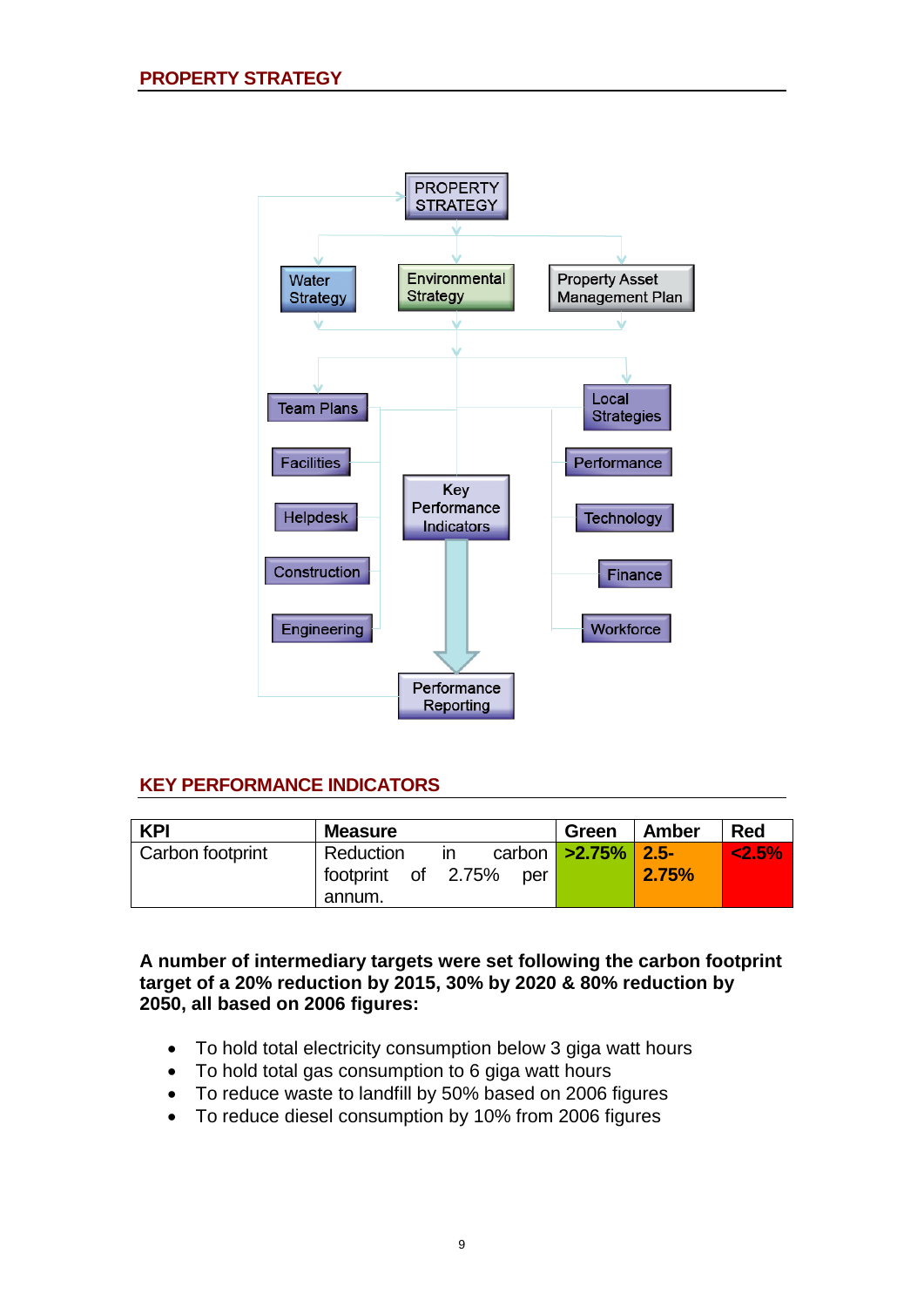## PROPERTY STRATEGY

PROPERTY STRATEGY

Water Strategy

Environmental Strategy

Property Asset Management Plan

Team Plans

Local Strategies

Facilities

Performance

Helpdesk

Key Performance Indicators

Technology

Construction

Finance

Engineering

Workforce

Performance Reporting

## KEY PERFORMANCE INDICATORS

| KPI | Measure | Green | Amber | Red |
|---|---|---|---|---|
| Carbon footprint | Reduction in carbon footprint of 2.75% per annum. | >2.75% | 2.5-2.75% | <2.5% |

**A number of intermediary targets were set following the carbon footprint target of a 20% reduction by 2015, 30% by 2020 & 80% reduction by 2050, all based on 2006 figures:**

- To hold total electricity consumption below 3 giga watt hours
- To hold total gas consumption to 6 giga watt hours
- To reduce waste to landfill by 50% based on 2006 figures
- To reduce diesel consumption by 10% from 2006 figures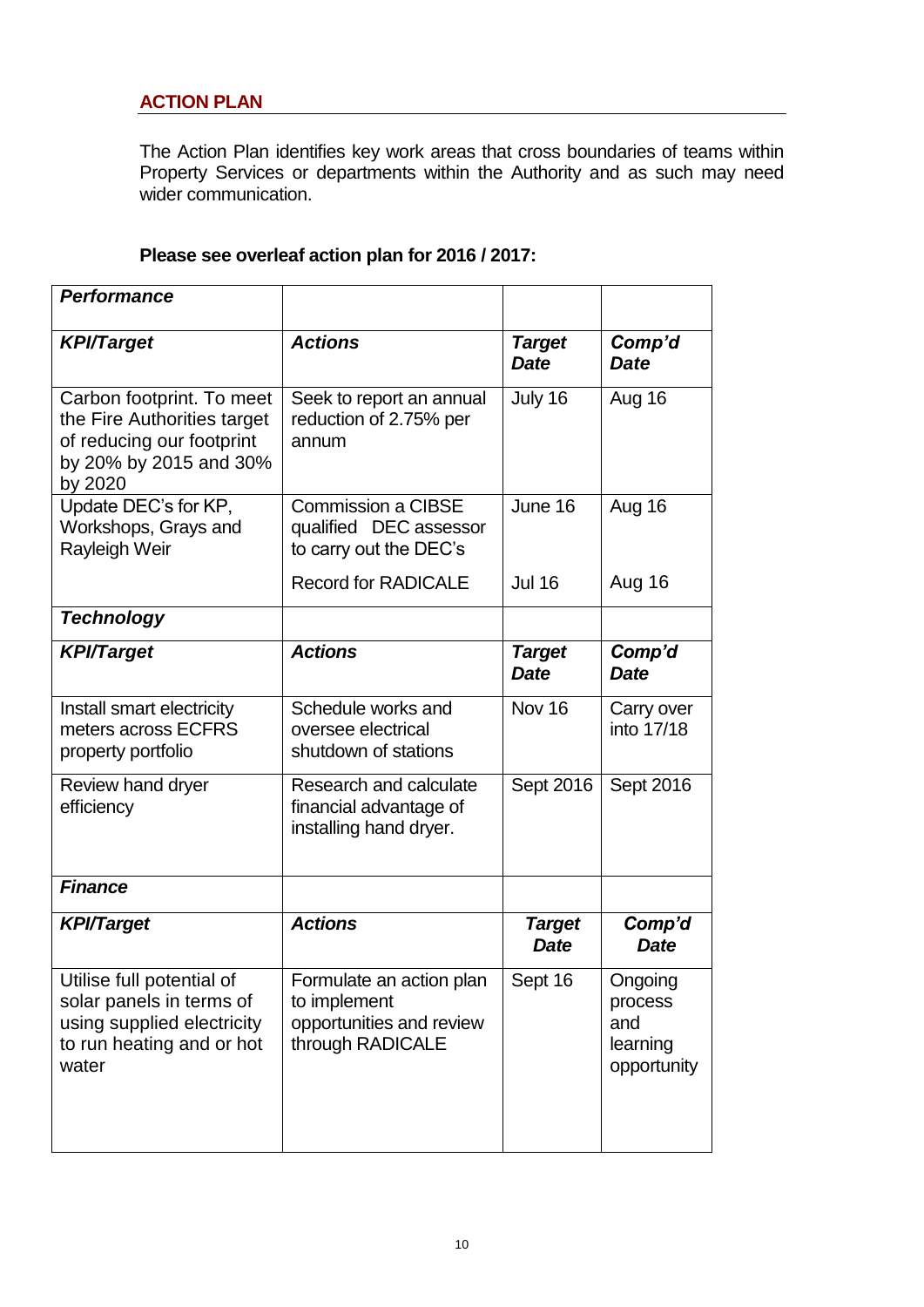## ACTION PLAN

The Action Plan identifies key work areas that cross boundaries of teams within Property Services or departments within the Authority and as such may need wider communication.

**Please see overleaf action plan for 2016 / 2017:**

| ***Performance*** | | | |
|---|---|---|---|
| ***KPI/Target*** | ***Actions*** | ***Target Date*** | ***Comp'd Date*** |
| Carbon footprint. To meet the Fire Authorities target of reducing our footprint by 20% by 2015 and 30% by 2020 | Seek to report an annual reduction of 2.75% per annum | July 16 | Aug 16 |
| Update DEC's for KP, Workshops, Grays and Rayleigh Weir | Commission a CIBSE qualified DEC assessor to carry out the DEC's | June 16 | Aug 16 |
| | Record for RADICALE | Jul 16 | Aug 16 |
| ***Technology*** | | | |
| ***KPI/Target*** | ***Actions*** | ***Target Date*** | ***Comp'd Date*** |
| Install smart electricity meters across ECFRS property portfolio | Schedule works and oversee electrical shutdown of stations | Nov 16 | Carry over into 17/18 |
| Review hand dryer efficiency | Research and calculate financial advantage of installing hand dryer. | Sept 2016 | Sept 2016 |
| ***Finance*** | | | |
| ***KPI/Target*** | ***Actions*** | ***Target Date*** | ***Comp'd Date*** |
| Utilise full potential of solar panels in terms of using supplied electricity to run heating and or hot water | Formulate an action plan to implement opportunities and review through RADICALE | Sept 16 | Ongoing process and learning opportunity |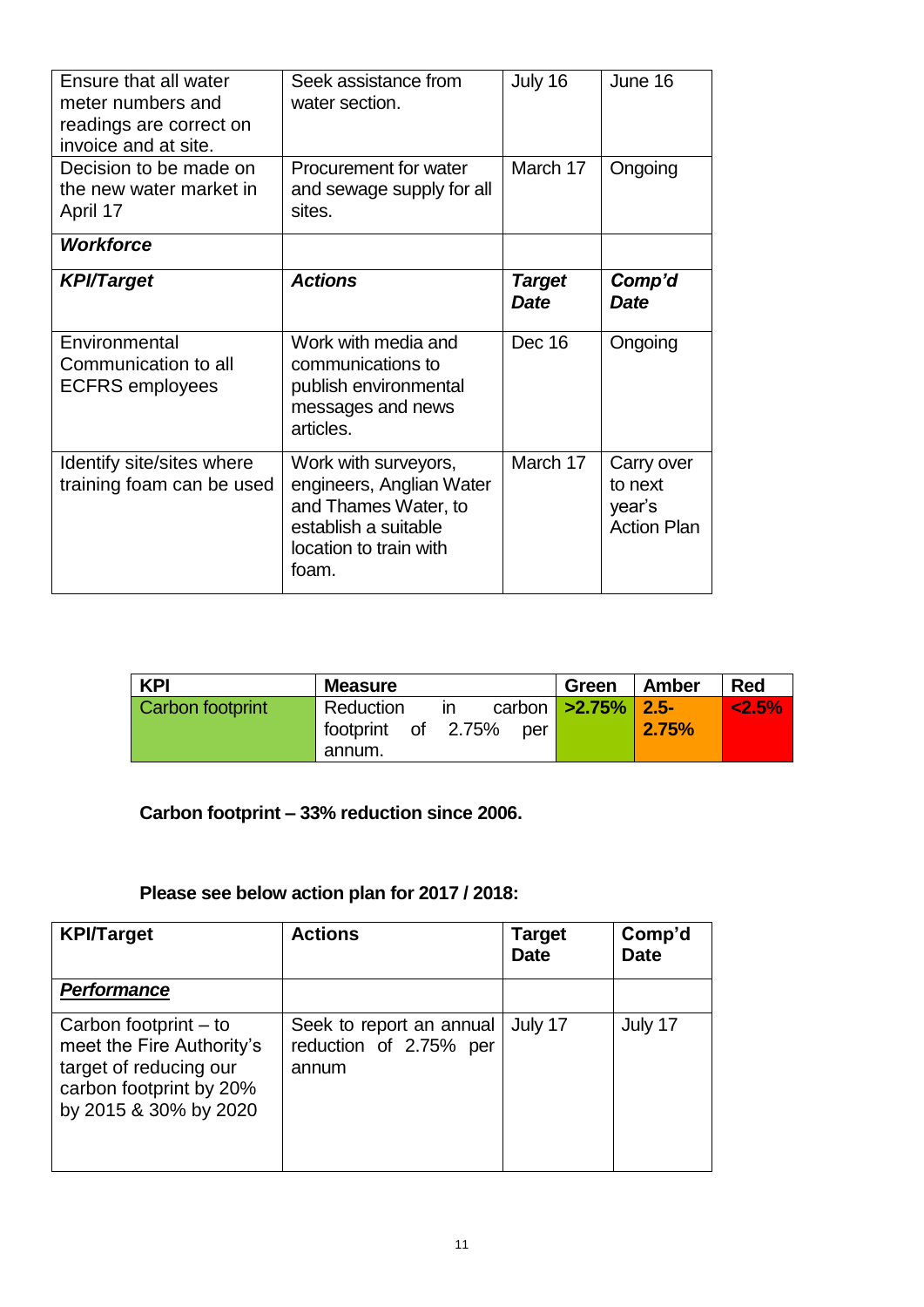| Ensure that all water meter numbers and readings are correct on invoice and at site. | Seek assistance from water section. | July 16 | June 16 |
|---|---|---|---|
| Decision to be made on the new water market in April 17 | Procurement for water and sewage supply for all sites. | March 17 | Ongoing |
| ***Workforce*** | | | |
| ***KPI/Target*** | ***Actions*** | ***Target Date*** | ***Comp'd Date*** |
| Environmental Communication to all ECFRS employees | Work with media and communications to publish environmental messages and news articles. | Dec 16 | Ongoing |
| Identify site/sites where training foam can be used | Work with surveyors, engineers, Anglian Water and Thames Water, to establish a suitable location to train with foam. | March 17 | Carry over to next year's Action Plan |

| KPI | Measure | Green | Amber | Red |
|---|---|---|---|---|
| Carbon footprint | Reduction in carbon footprint of 2.75% per annum. | **>2.75%** | **2.5-2.75%** | **<2.5%** |

**Carbon footprint – 33% reduction since 2006.**

**Please see below action plan for 2017 / 2018:**

| KPI/Target | Actions | Target Date | Comp'd Date |
|---|---|---|---|
| ***Performance*** | | | |
| Carbon footprint – to meet the Fire Authority's target of reducing our carbon footprint by 20% by 2015 & 30% by 2020 | Seek to report an annual reduction of 2.75% per annum | July 17 | July 17 |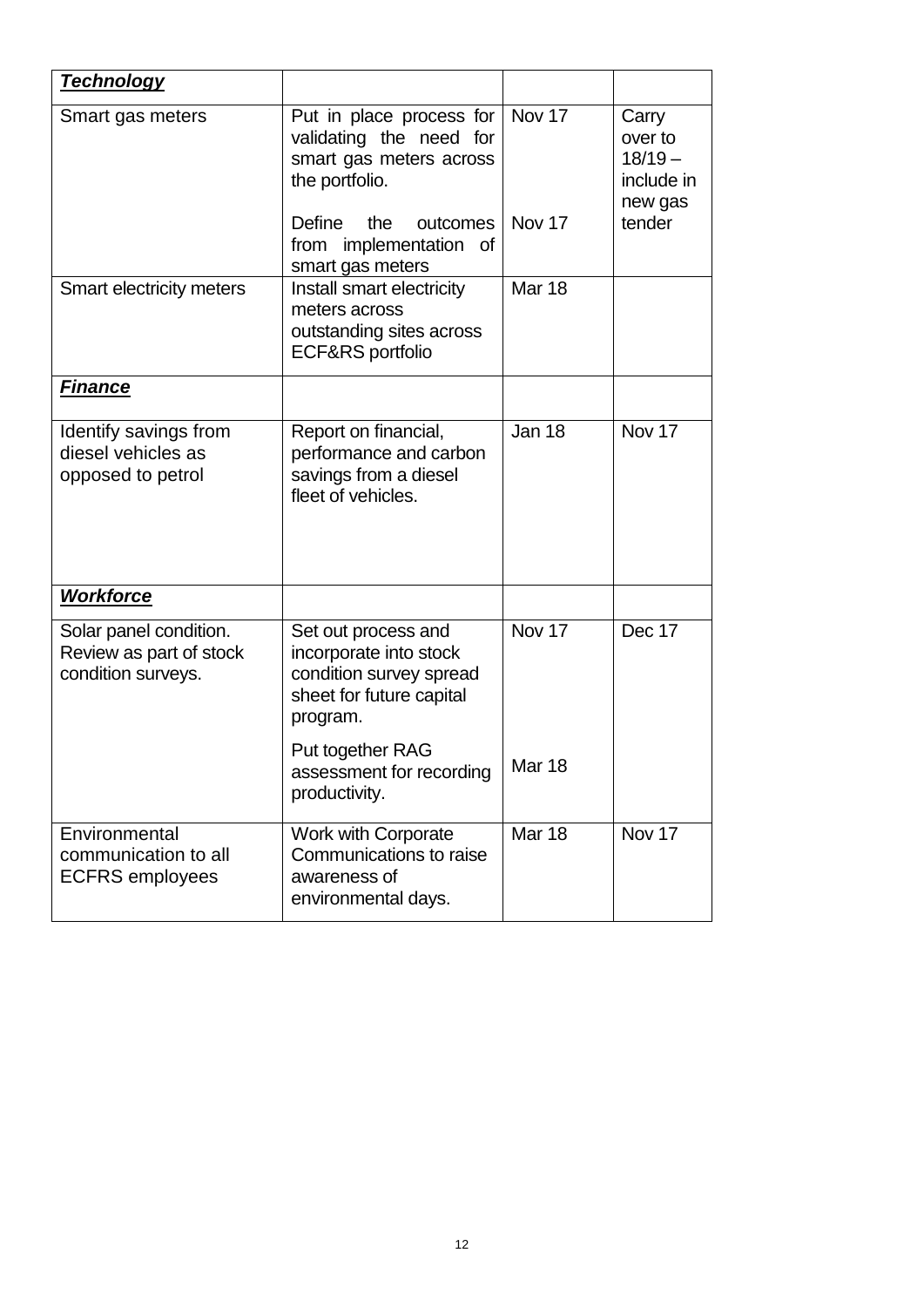| | | | |
|---|---|---|---|
| ***Technology*** | | | |
| Smart gas meters | Put in place process for validating the need for smart gas meters across the portfolio.<br><br>Define the outcomes from implementation of smart gas meters | Nov 17<br><br>Nov 17 | Carry over to 18/19 – include in new gas tender |
| Smart electricity meters | Install smart electricity meters across outstanding sites across ECF&RS portfolio | Mar 18 | |
| ***Finance*** | | | |
| Identify savings from diesel vehicles as opposed to petrol | Report on financial, performance and carbon savings from a diesel fleet of vehicles. | Jan 18 | Nov 17 |
| ***Workforce*** | | | |
| Solar panel condition. Review as part of stock condition surveys. | Set out process and incorporate into stock condition survey spread sheet for future capital program.<br><br>Put together RAG assessment for recording productivity. | Nov 17<br><br>Mar 18 | Dec 17 |
| Environmental communication to all ECFRS employees | Work with Corporate Communications to raise awareness of environmental days. | Mar 18 | Nov 17 |